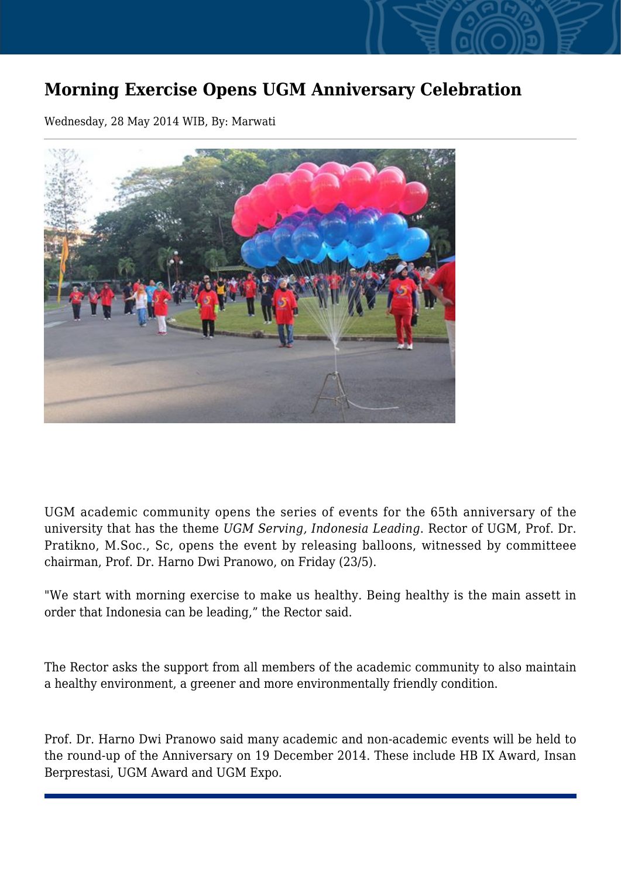# Morning Exercise Opens UGM Anniversary Celebration

Wednesday, 28 May 2014 WIB, By: Marwati

UGM academic community opens the series of events for the 65th anniversary of the university that has the theme *UGM Serving, Indonesia Leading*. Rector of UGM, Prof. Dr. Pratikno, M.Soc., Sc, opens the event by releasing balloons, witnessed by committeee chairman, Prof. Dr. Harno Dwi Pranowo, on Friday (23/5).

"We start with morning exercise to make us healthy. Being healthy is the main assett in order that Indonesia can be leading," the Rector said.

The Rector asks the support from all members of the academic community to also maintain a healthy environment, a greener and more environmentally friendly condition.

Prof. Dr. Harno Dwi Pranowo said many academic and non-academic events will be held to the round-up of the Anniversary on 19 December 2014. These include HB IX Award, Insan Berprestasi, UGM Award and UGM Expo.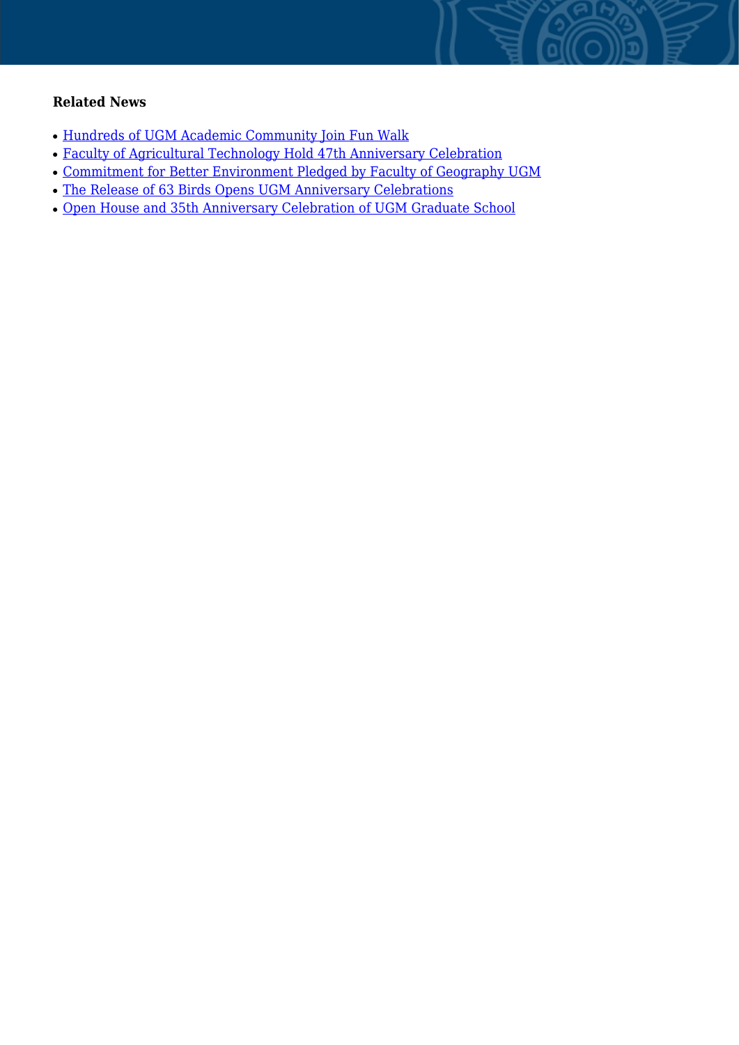### Related News

- Hundreds of UGM Academic Community Join Fun Walk
- Faculty of Agricultural Technology Hold 47th Anniversary Celebration
- Commitment for Better Environment Pledged by Faculty of Geography UGM
- The Release of 63 Birds Opens UGM Anniversary Celebrations
- Open House and 35th Anniversary Celebration of UGM Graduate School